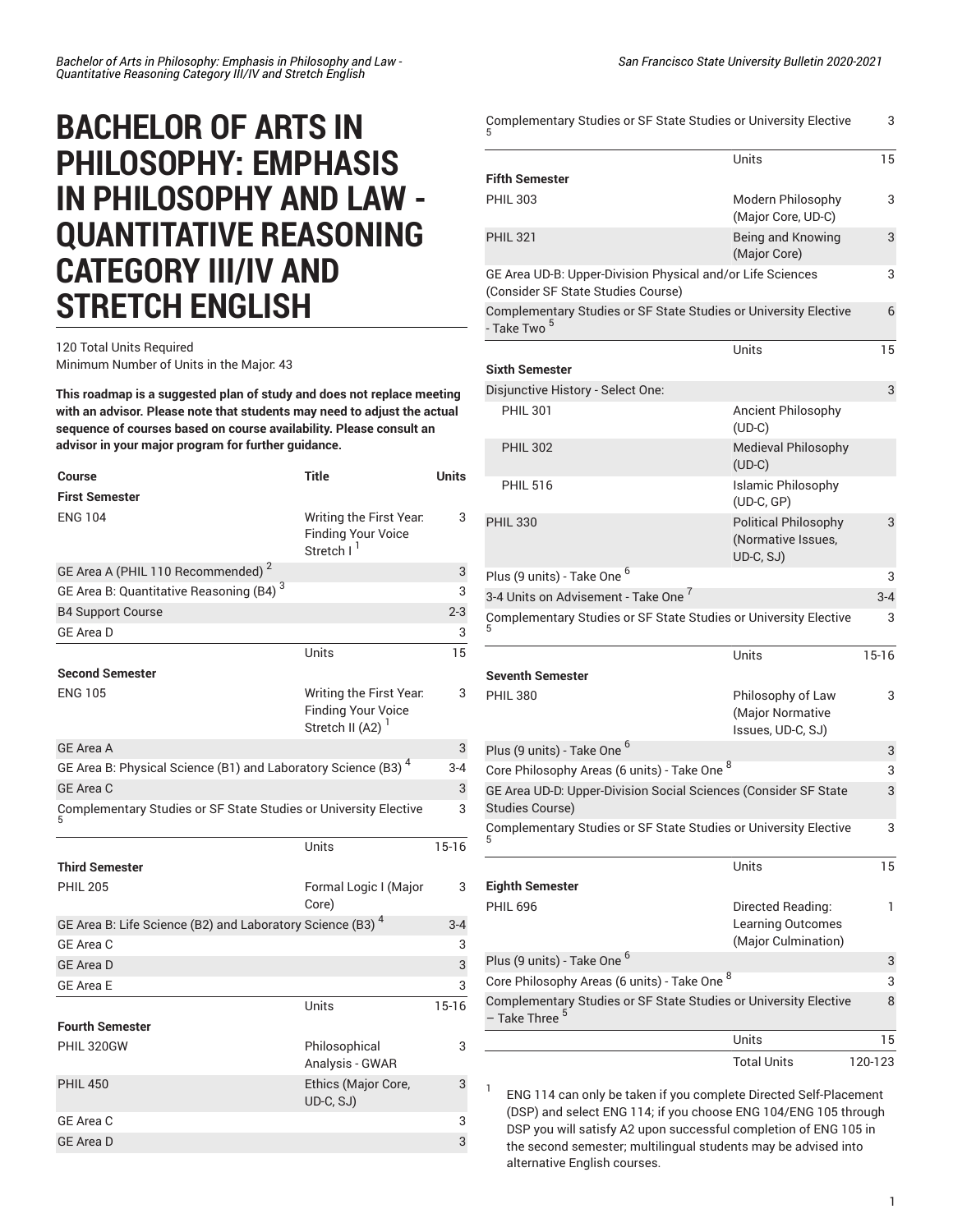# BACHELOR OF ARTS IN PHILOSOPHY: EMPHASIS IN PHILOSOPHY AND LAW - QUANTITATIVE REASONING CATEGORY III/IV AND STRETCH ENGLISH

120 Total Units Required
Minimum Number of Units in the Major: 43

**This roadmap is a suggested plan of study and does not replace meeting with an advisor. Please note that students may need to adjust the actual sequence of courses based on course availability. Please consult an advisor in your major program for further guidance.**

| Course | Title | Units |
|---|---|---|
| **First Semester** | | |
| ENG 104 | Writing the First Year: Finding Your Voice Stretch I [1] | 3 |
| GE Area A (PHIL 110 Recommended) [2] | | 3 |
| GE Area B: Quantitative Reasoning (B4) [3] | | 3 |
| B4 Support Course | | 2-3 |
| GE Area D | | 3 |
| | Units | 15 |
| **Second Semester** | | |
| ENG 105 | Writing the First Year: Finding Your Voice Stretch II (A2) [1] | 3 |
| GE Area A | | 3 |
| GE Area B: Physical Science (B1) and Laboratory Science (B3) [4] | | 3-4 |
| GE Area C | | 3 |
| Complementary Studies or SF State Studies or University Elective [5] | | 3 |
| | Units | 15-16 |
| **Third Semester** | | |
| PHIL 205 | Formal Logic I (Major Core) | 3 |
| GE Area B: Life Science (B2) and Laboratory Science (B3) [4] | | 3-4 |
| GE Area C | | 3 |
| GE Area D | | 3 |
| GE Area E | | 3 |
| | Units | 15-16 |
| **Fourth Semester** | | |
| PHIL 320GW | Philosophical Analysis - GWAR | 3 |
| PHIL 450 | Ethics (Major Core, UD-C, SJ) | 3 |
| GE Area C | | 3 |
| GE Area D | | 3 |
| Complementary Studies or SF State Studies or University Elective [5] | | 3 |
| | Units | 15 |
| **Fifth Semester** | | |
| PHIL 303 | Modern Philosophy (Major Core, UD-C) | 3 |
| PHIL 321 | Being and Knowing (Major Core) | 3 |
| GE Area UD-B: Upper-Division Physical and/or Life Sciences (Consider SF State Studies Course) | | 3 |
| Complementary Studies or SF State Studies or University Elective - Take Two [5] | | 6 |
| | Units | 15 |
| **Sixth Semester** | | |
| Disjunctive History - Select One: | | 3 |
| PHIL 301 | Ancient Philosophy (UD-C) | |
| PHIL 302 | Medieval Philosophy (UD-C) | |
| PHIL 516 | Islamic Philosophy (UD-C, GP) | |
| PHIL 330 | Political Philosophy (Normative Issues, UD-C, SJ) | 3 |
| Plus (9 units) - Take One [6] | | 3 |
| 3-4 Units on Advisement - Take One [7] | | 3-4 |
| Complementary Studies or SF State Studies or University Elective [5] | | 3 |
| | Units | 15-16 |
| **Seventh Semester** | | |
| PHIL 380 | Philosophy of Law (Major Normative Issues, UD-C, SJ) | 3 |
| Plus (9 units) - Take One [6] | | 3 |
| Core Philosophy Areas (6 units) - Take One [8] | | 3 |
| GE Area UD-D: Upper-Division Social Sciences (Consider SF State Studies Course) | | 3 |
| Complementary Studies or SF State Studies or University Elective [5] | | 3 |
| | Units | 15 |
| **Eighth Semester** | | |
| PHIL 696 | Directed Reading: Learning Outcomes (Major Culmination) | 1 |
| Plus (9 units) - Take One [6] | | 3 |
| Core Philosophy Areas (6 units) - Take One [8] | | 3 |
| Complementary Studies or SF State Studies or University Elective – Take Three [5] | | 8 |
| | Units | 15 |
| | Total Units | 120-123 |

1. ENG 114 can only be taken if you complete Directed Self-Placement (DSP) and select ENG 114; if you choose ENG 104/ENG 105 through DSP you will satisfy A2 upon successful completion of ENG 105 in the second semester; multilingual students may be advised into alternative English courses.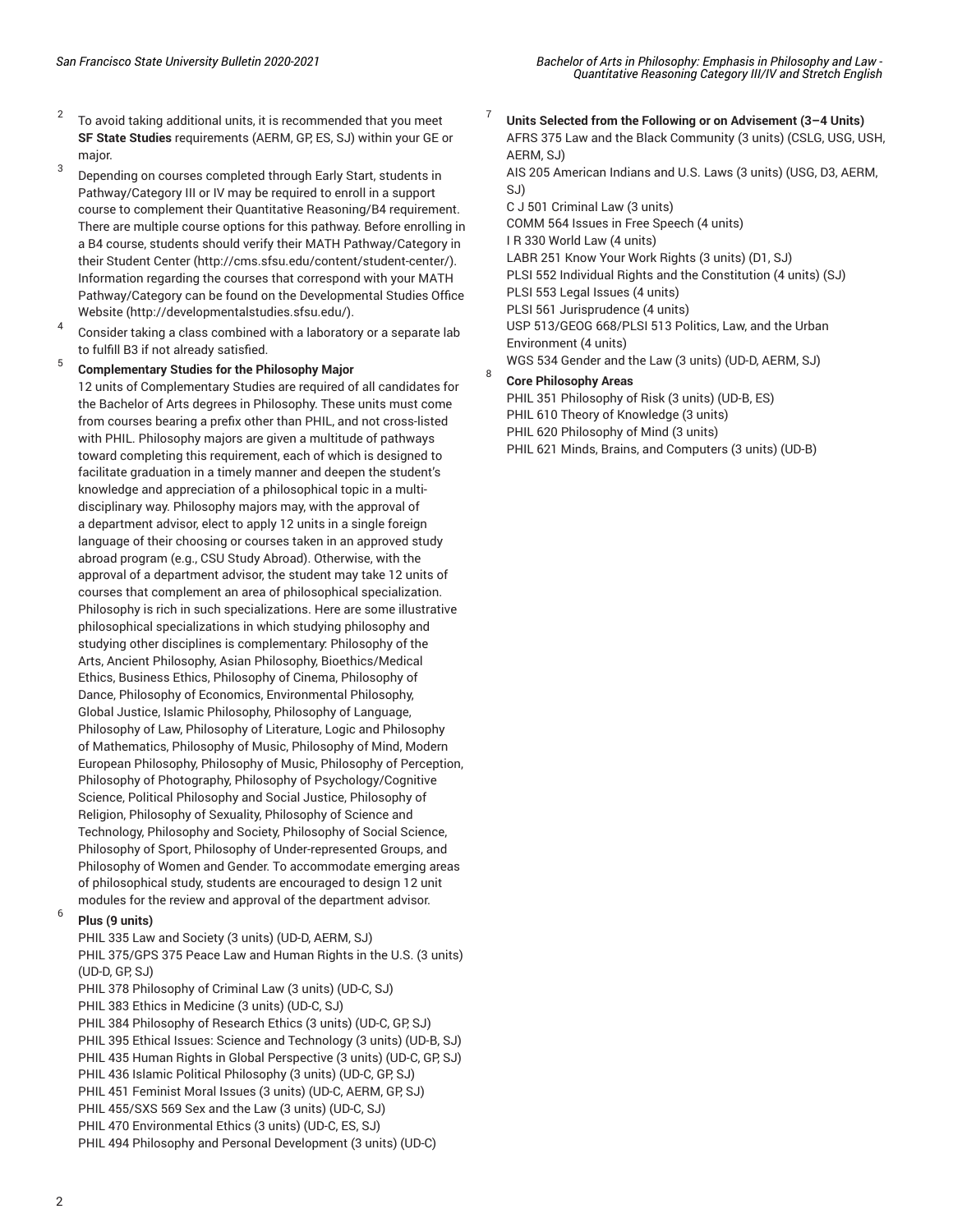2. To avoid taking additional units, it is recommended that you meet **SF State Studies** requirements (AERM, GP, ES, SJ) within your GE or major.

3. Depending on courses completed through Early Start, students in Pathway/Category III or IV may be required to enroll in a support course to complement their Quantitative Reasoning/B4 requirement. There are multiple course options for this pathway. Before enrolling in a B4 course, students should verify their MATH Pathway/Category in their Student Center (http://cms.sfsu.edu/content/student-center/). Information regarding the courses that correspond with your MATH Pathway/Category can be found on the Developmental Studies Office Website (http://developmentalstudies.sfsu.edu/).

4. Consider taking a class combined with a laboratory or a separate lab to fulfill B3 if not already satisfied.

5. **Complementary Studies for the Philosophy Major**

   12 units of Complementary Studies are required of all candidates for the Bachelor of Arts degrees in Philosophy. These units must come from courses bearing a prefix other than PHIL, and not cross-listed with PHIL. Philosophy majors are given a multitude of pathways toward completing this requirement, each of which is designed to facilitate graduation in a timely manner and deepen the student's knowledge and appreciation of a philosophical topic in a multi-disciplinary way. Philosophy majors may, with the approval of a department advisor, elect to apply 12 units in a single foreign language of their choosing or courses taken in an approved study abroad program (e.g., CSU Study Abroad). Otherwise, with the approval of a department advisor, the student may take 12 units of courses that complement an area of philosophical specialization. Philosophy is rich in such specializations. Here are some illustrative philosophical specializations in which studying philosophy and studying other disciplines is complementary: Philosophy of the Arts, Ancient Philosophy, Asian Philosophy, Bioethics/Medical Ethics, Business Ethics, Philosophy of Cinema, Philosophy of Dance, Philosophy of Economics, Environmental Philosophy, Global Justice, Islamic Philosophy, Philosophy of Language, Philosophy of Law, Philosophy of Literature, Logic and Philosophy of Mathematics, Philosophy of Music, Philosophy of Mind, Modern European Philosophy, Philosophy of Music, Philosophy of Perception, Philosophy of Photography, Philosophy of Psychology/Cognitive Science, Political Philosophy and Social Justice, Philosophy of Religion, Philosophy of Sexuality, Philosophy of Science and Technology, Philosophy and Society, Philosophy of Social Science, Philosophy of Sport, Philosophy of Under-represented Groups, and Philosophy of Women and Gender. To accommodate emerging areas of philosophical study, students are encouraged to design 12 unit modules for the review and approval of the department advisor.

6. **Plus (9 units)**

   PHIL 335 Law and Society (3 units) (UD-D, AERM, SJ)
   PHIL 375/GPS 375 Peace Law and Human Rights in the U.S. (3 units) (UD-D, GP, SJ)
   PHIL 378 Philosophy of Criminal Law (3 units) (UD-C, SJ)
   PHIL 383 Ethics in Medicine (3 units) (UD-C, SJ)
   PHIL 384 Philosophy of Research Ethics (3 units) (UD-C, GP, SJ)
   PHIL 395 Ethical Issues: Science and Technology (3 units) (UD-B, SJ)
   PHIL 435 Human Rights in Global Perspective (3 units) (UD-C, GP, SJ)
   PHIL 436 Islamic Political Philosophy (3 units) (UD-C, GP, SJ)
   PHIL 451 Feminist Moral Issues (3 units) (UD-C, AERM, GP, SJ)
   PHIL 455/SXS 569 Sex and the Law (3 units) (UD-C, SJ)
   PHIL 470 Environmental Ethics (3 units) (UD-C, ES, SJ)
   PHIL 494 Philosophy and Personal Development (3 units) (UD-C)

7. **Units Selected from the Following or on Advisement (3–4 Units)**

   AFRS 375 Law and the Black Community (3 units) (CSLG, USG, USH, AERM, SJ)
   AIS 205 American Indians and U.S. Laws (3 units) (USG, D3, AERM, SJ)
   C J 501 Criminal Law (3 units)
   COMM 564 Issues in Free Speech (4 units)
   I R 330 World Law (4 units)
   LABR 251 Know Your Work Rights (3 units) (D1, SJ)
   PLSI 552 Individual Rights and the Constitution (4 units) (SJ)
   PLSI 553 Legal Issues (4 units)
   PLSI 561 Jurisprudence (4 units)
   USP 513/GEOG 668/PLSI 513 Politics, Law, and the Urban Environment (4 units)
   WGS 534 Gender and the Law (3 units) (UD-D, AERM, SJ)

8. **Core Philosophy Areas**

   PHIL 351 Philosophy of Risk (3 units) (UD-B, ES)
   PHIL 610 Theory of Knowledge (3 units)
   PHIL 620 Philosophy of Mind (3 units)
   PHIL 621 Minds, Brains, and Computers (3 units) (UD-B)